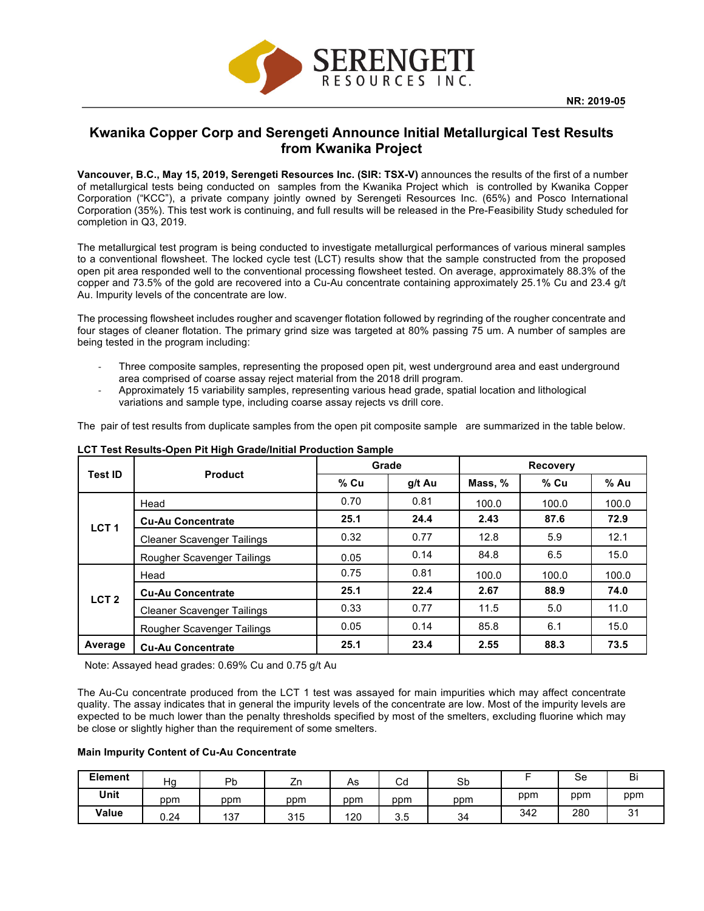SERENGETI RESOURCES INC.

NR: 2019-05

# Kwanika Copper Corp and Serengeti Announce Initial Metallurgical Test Results from Kwanika Project

**Vancouver, B.C., May 15, 2019, Serengeti Resources Inc. (SIR: TSX-V)** announces the results of the first of a number of metallurgical tests being conducted on samples from the Kwanika Project which is controlled by Kwanika Copper Corporation ("KCC"), a private company jointly owned by Serengeti Resources Inc. (65%) and Posco International Corporation (35%). This test work is continuing, and full results will be released in the Pre-Feasibility Study scheduled for completion in Q3, 2019.

The metallurgical test program is being conducted to investigate metallurgical performances of various mineral samples to a conventional flowsheet. The locked cycle test (LCT) results show that the sample constructed from the proposed open pit area responded well to the conventional processing flowsheet tested. On average, approximately 88.3% of the copper and 73.5% of the gold are recovered into a Cu-Au concentrate containing approximately 25.1% Cu and 23.4 g/t Au. Impurity levels of the concentrate are low.

The processing flowsheet includes rougher and scavenger flotation followed by regrinding of the rougher concentrate and four stages of cleaner flotation. The primary grind size was targeted at 80% passing 75 um. A number of samples are being tested in the program including:

- Three composite samples, representing the proposed open pit, west underground area and east underground area comprised of coarse assay reject material from the 2018 drill program.
- Approximately 15 variability samples, representing various head grade, spatial location and lithological variations and sample type, including coarse assay rejects vs drill core.

The pair of test results from duplicate samples from the open pit composite sample are summarized in the table below.

**LCT Test Results-Open Pit High Grade/Initial Production Sample**

| Test ID | Product | Grade | | Recovery | | |
|---|---|---|---|---|---|---|
| | | % Cu | g/t Au | Mass, % | % Cu | % Au |
| LCT 1 | Head | 0.70 | 0.81 | 100.0 | 100.0 | 100.0 |
| | **Cu-Au Concentrate** | **25.1** | **24.4** | **2.43** | **87.6** | **72.9** |
| | Cleaner Scavenger Tailings | 0.32 | 0.77 | 12.8 | 5.9 | 12.1 |
| | Rougher Scavenger Tailings | 0.05 | 0.14 | 84.8 | 6.5 | 15.0 |
| LCT 2 | Head | 0.75 | 0.81 | 100.0 | 100.0 | 100.0 |
| | **Cu-Au Concentrate** | **25.1** | **22.4** | **2.67** | **88.9** | **74.0** |
| | Cleaner Scavenger Tailings | 0.33 | 0.77 | 11.5 | 5.0 | 11.0 |
| | Rougher Scavenger Tailings | 0.05 | 0.14 | 85.8 | 6.1 | 15.0 |
| **Average** | **Cu-Au Concentrate** | **25.1** | **23.4** | **2.55** | **88.3** | **73.5** |

Note: Assayed head grades: 0.69% Cu and 0.75 g/t Au

The Au-Cu concentrate produced from the LCT 1 test was assayed for main impurities which may affect concentrate quality. The assay indicates that in general the impurity levels of the concentrate are low. Most of the impurity levels are expected to be much lower than the penalty thresholds specified by most of the smelters, excluding fluorine which may be close or slightly higher than the requirement of some smelters.

**Main Impurity Content of Cu-Au Concentrate**

| Element | Hg | Pb | Zn | As | Cd | Sb | F | Se | Bi |
|---|---|---|---|---|---|---|---|---|---|
| Unit | ppm | ppm | ppm | ppm | ppm | ppm | ppm | ppm | ppm |
| Value | 0.24 | 137 | 315 | 120 | 3.5 | 34 | 342 | 280 | 31 |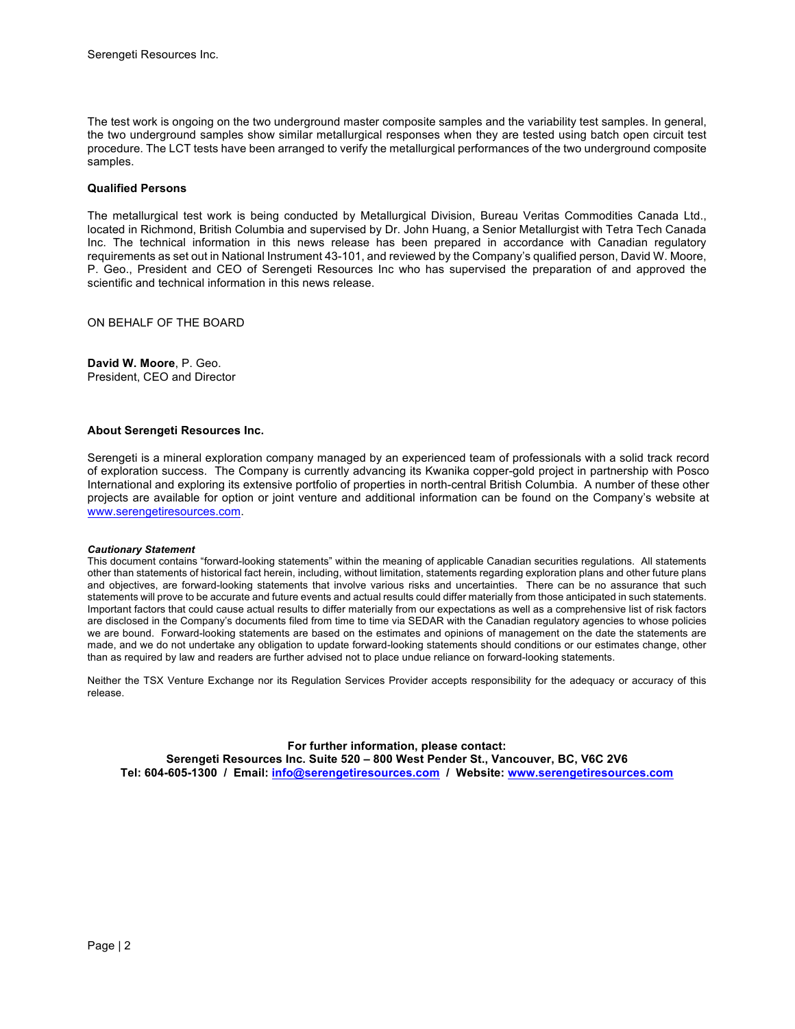The test work is ongoing on the two underground master composite samples and the variability test samples. In general, the two underground samples show similar metallurgical responses when they are tested using batch open circuit test procedure. The LCT tests have been arranged to verify the metallurgical performances of the two underground composite samples.

**Qualified Persons**

The metallurgical test work is being conducted by Metallurgical Division, Bureau Veritas Commodities Canada Ltd., located in Richmond, British Columbia and supervised by Dr. John Huang, a Senior Metallurgist with Tetra Tech Canada Inc. The technical information in this news release has been prepared in accordance with Canadian regulatory requirements as set out in National Instrument 43-101, and reviewed by the Company's qualified person, David W. Moore, P. Geo., President and CEO of Serengeti Resources Inc who has supervised the preparation of and approved the scientific and technical information in this news release.

ON BEHALF OF THE BOARD

**David W. Moore**, P. Geo.
President, CEO and Director

**About Serengeti Resources Inc.**

Serengeti is a mineral exploration company managed by an experienced team of professionals with a solid track record of exploration success. The Company is currently advancing its Kwanika copper-gold project in partnership with Posco International and exploring its extensive portfolio of properties in north-central British Columbia. A number of these other projects are available for option or joint venture and additional information can be found on the Company's website at www.serengetiresources.com.

***Cautionary Statement***
This document contains "forward-looking statements" within the meaning of applicable Canadian securities regulations. All statements other than statements of historical fact herein, including, without limitation, statements regarding exploration plans and other future plans and objectives, are forward-looking statements that involve various risks and uncertainties. There can be no assurance that such statements will prove to be accurate and future events and actual results could differ materially from those anticipated in such statements. Important factors that could cause actual results to differ materially from our expectations as well as a comprehensive list of risk factors are disclosed in the Company's documents filed from time to time via SEDAR with the Canadian regulatory agencies to whose policies we are bound. Forward-looking statements are based on the estimates and opinions of management on the date the statements are made, and we do not undertake any obligation to update forward-looking statements should conditions or our estimates change, other than as required by law and readers are further advised not to place undue reliance on forward-looking statements.

Neither the TSX Venture Exchange nor its Regulation Services Provider accepts responsibility for the adequacy or accuracy of this release.

**For further information, please contact:**
**Serengeti Resources Inc. Suite 520 – 800 West Pender St., Vancouver, BC, V6C 2V6**
**Tel: 604-605-1300 / Email: info@serengetiresources.com / Website: www.serengetiresources.com**